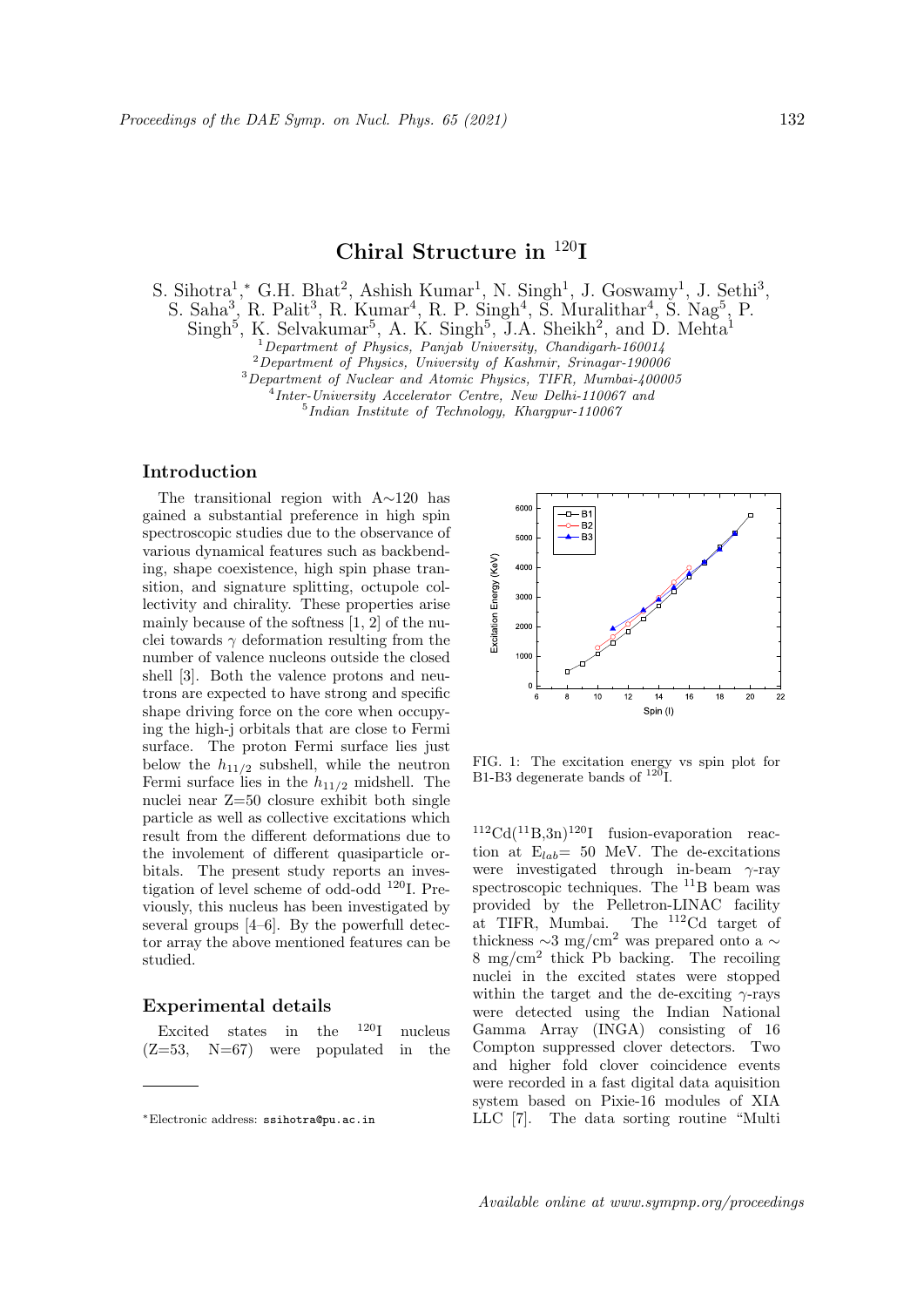# Chiral Structure in $^{120}$I

S. Sihotra[1,*] G.H. Bhat[2], Ashish Kumar[1], N. Singh[1], J. Goswamy[1], J. Sethi[3], S. Saha[3], R. Palit[3], R. Kumar[4], R. P. Singh[4], S. Muralithar[4], S. Nag[5], P. Singh[5], K. Selvakumar[5], A. K. Singh[5], J.A. Sheikh[2], and D. Mehta[1]

[1] *Department of Physics, Panjab University, Chandigarh-160014*
[2] *Department of Physics, University of Kashmir, Srinagar-190006*
[3] *Department of Nuclear and Atomic Physics, TIFR, Mumbai-400005*
[4] *Inter-University Accelerator Centre, New Delhi-110067 and*
[5] *Indian Institute of Technology, Khargpur-110067*

## Introduction

The transitional region with A∼120 has gained a substantial preference in high spin spectroscopic studies due to the observance of various dynamical features such as backbending, shape coexistence, high spin phase transition, and signature splitting, octupole collectivity and chirality. These properties arise mainly because of the softness [1, 2] of the nuclei towards $\gamma$ deformation resulting from the number of valence nucleons outside the closed shell [3]. Both the valence protons and neutrons are expected to have strong and specific shape driving force on the core when occupying the high-j orbitals that are close to Fermi surface. The proton Fermi surface lies just below the $h_{11/2}$ subshell, while the neutron Fermi surface lies in the $h_{11/2}$ midshell. The nuclei near Z=50 closure exhibit both single particle as well as collective excitations which result from the different deformations due to the involement of different quasiparticle orbitals. The present study reports an investigation of level scheme of odd-odd $^{120}$I. Previously, this nucleus has been investigated by several groups [4–6]. By the powerfull detector array the above mentioned features can be studied.

## Experimental details

Excited states in the $^{120}$I nucleus (Z=53, N=67) were populated in the $^{112}$Cd($^{11}$B,3n)$^{120}$I fusion-evaporation reaction at $E_{lab}$= 50 MeV. The de-excitations were investigated through in-beam $\gamma$-ray spectroscopic techniques. The $^{11}$B beam was provided by the Pelletron-LINAC facility at TIFR, Mumbai. The $^{112}$Cd target of thickness ∼3 mg/cm$^2$ was prepared onto a ∼ 8 mg/cm$^2$ thick Pb backing. The recoiling nuclei in the excited states were stopped within the target and the de-exciting $\gamma$-rays were detected using the Indian National Gamma Array (INGA) consisting of 16 Compton suppressed clover detectors. Two and higher fold clover coincidence events were recorded in a fast digital data aquisition system based on Pixie-16 modules of XIA LLC [7]. The data sorting routine "Multi

FIG. 1: The excitation energy vs spin plot for B1-B3 degenerate bands of $^{120}$I.

*Electronic address: ssihotra@pu.ac.in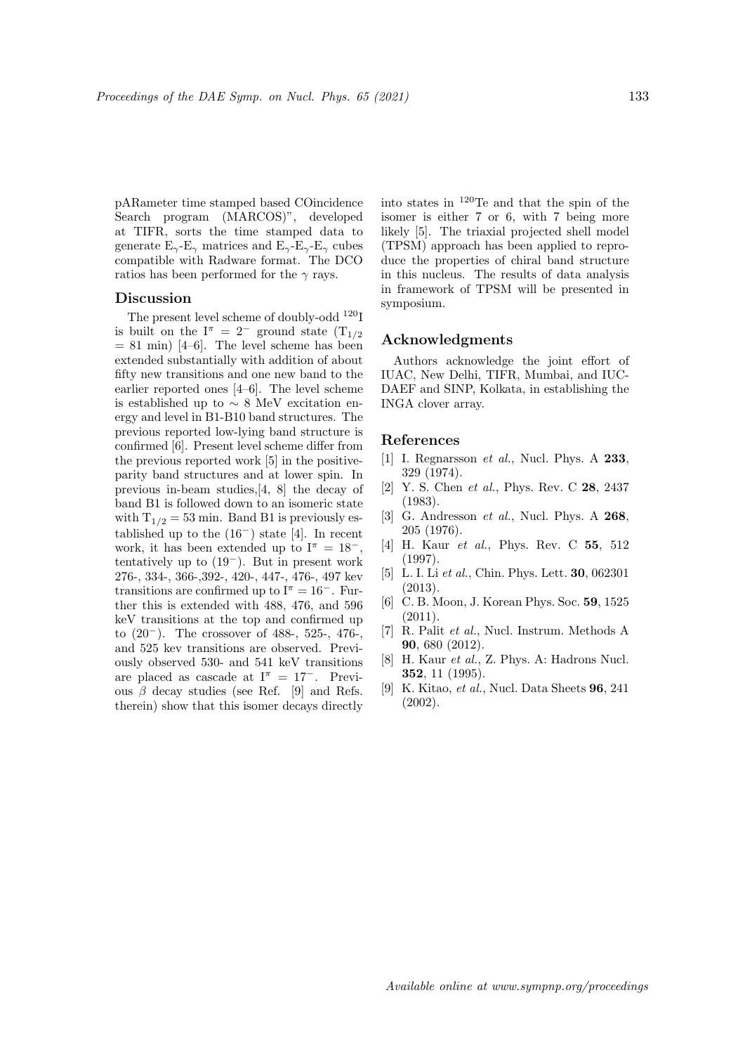pARameter time stamped based COincidence Search program (MARCOS)", developed at TIFR, sorts the time stamped data to generate $E_\gamma$-$E_\gamma$ matrices and $E_\gamma$-$E_\gamma$-$E_\gamma$ cubes compatible with Radware format. The DCO ratios has been performed for the $\gamma$ rays.

## Discussion

The present level scheme of doubly-odd $^{120}$I is built on the $I^\pi = 2^-$ ground state ($T_{1/2}$ = 81 min) [4–6]. The level scheme has been extended substantially with addition of about fifty new transitions and one new band to the earlier reported ones [4–6]. The level scheme is established up to $\sim$ 8 MeV excitation energy and level in B1-B10 band structures. The previous reported low-lying band structure is confirmed [6]. Present level scheme differ from the previous reported work [5] in the positive-parity band structures and at lower spin. In previous in-beam studies,[4, 8] the decay of band B1 is followed down to an isomeric state with $T_{1/2}$ = 53 min. Band B1 is previously established up to the $(16^-)$ state [4]. In recent work, it has been extended up to $I^\pi = 18^-$, tentatively up to $(19^-)$. But in present work 276-, 334-, 366-,392-, 420-, 447-, 476-, 497 kev transitions are confirmed up to $I^\pi = 16^-$. Further this is extended with 488, 476, and 596 keV transitions at the top and confirmed up to $(20^-)$. The crossover of 488-, 525-, 476-, and 525 kev transitions are observed. Previously observed 530- and 541 keV transitions are placed as cascade at $I^\pi = 17^-$. Previous $\beta$ decay studies (see Ref. [9] and Refs. therein) show that this isomer decays directly into states in $^{120}$Te and that the spin of the isomer is either 7 or 6, with 7 being more likely [5]. The triaxial projected shell model (TPSM) approach has been applied to reproduce the properties of chiral band structure in this nucleus. The results of data analysis in framework of TPSM will be presented in symposium.

## Acknowledgments

Authors acknowledge the joint effort of IUAC, New Delhi, TIFR, Mumbai, and IUC-DAEF and SINP, Kolkata, in establishing the INGA clover array.

## References

[1] I. Regnarsson *et al.*, Nucl. Phys. A **233**, 329 (1974).

[2] Y. S. Chen *et al.*, Phys. Rev. C **28**, 2437 (1983).

[3] G. Andresson *et al.*, Nucl. Phys. A **268**, 205 (1976).

[4] H. Kaur *et al.*, Phys. Rev. C **55**, 512 (1997).

[5] L. I. Li *et al.*, Chin. Phys. Lett. **30**, 062301 (2013).

[6] C. B. Moon, J. Korean Phys. Soc. **59**, 1525 (2011).

[7] R. Palit *et al.*, Nucl. Instrum. Methods A **90**, 680 (2012).

[8] H. Kaur *et al.*, Z. Phys. A: Hadrons Nucl. **352**, 11 (1995).

[9] K. Kitao, *et al.*, Nucl. Data Sheets **96**, 241 (2002).